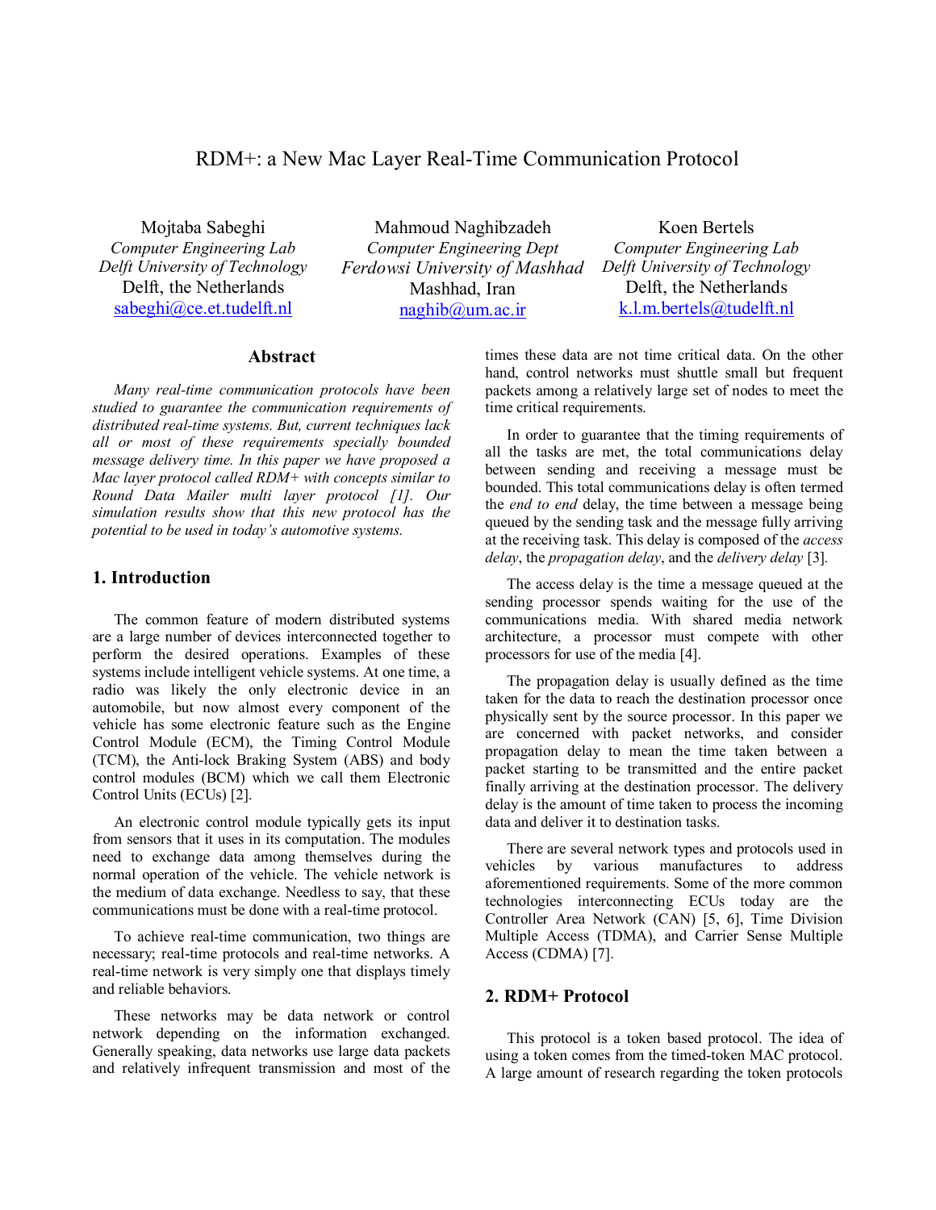# RDM+: a New Mac Layer Real-Time Communication Protocol

Mojtaba Sabeghi
*Computer Engineering Lab*
*Delft University of Technology*
Delft, the Netherlands
sabeghi@ce.et.tudelft.nl

Mahmoud Naghibzadeh
*Computer Engineering Dept*
*Ferdowsi University of Mashhad*
Mashhad, Iran
naghib@um.ac.ir

Koen Bertels
*Computer Engineering Lab*
*Delft University of Technology*
Delft, the Netherlands
k.l.m.bertels@tudelft.nl

## Abstract

*Many real-time communication protocols have been studied to guarantee the communication requirements of distributed real-time systems. But, current techniques lack all or most of these requirements specially bounded message delivery time. In this paper we have proposed a Mac layer protocol called RDM+ with concepts similar to Round Data Mailer multi layer protocol [1]. Our simulation results show that this new protocol has the potential to be used in today's automotive systems.*

## 1. Introduction

The common feature of modern distributed systems are a large number of devices interconnected together to perform the desired operations. Examples of these systems include intelligent vehicle systems. At one time, a radio was likely the only electronic device in an automobile, but now almost every component of the vehicle has some electronic feature such as the Engine Control Module (ECM), the Timing Control Module (TCM), the Anti-lock Braking System (ABS) and body control modules (BCM) which we call them Electronic Control Units (ECUs) [2].

An electronic control module typically gets its input from sensors that it uses in its computation. The modules need to exchange data among themselves during the normal operation of the vehicle. The vehicle network is the medium of data exchange. Needless to say, that these communications must be done with a real-time protocol.

To achieve real-time communication, two things are necessary; real-time protocols and real-time networks. A real-time network is very simply one that displays timely and reliable behaviors.

These networks may be data network or control network depending on the information exchanged. Generally speaking, data networks use large data packets and relatively infrequent transmission and most of the times these data are not time critical data. On the other hand, control networks must shuttle small but frequent packets among a relatively large set of nodes to meet the time critical requirements.

In order to guarantee that the timing requirements of all the tasks are met, the total communications delay between sending and receiving a message must be bounded. This total communications delay is often termed the *end to end* delay, the time between a message being queued by the sending task and the message fully arriving at the receiving task. This delay is composed of the *access delay*, the *propagation delay*, and the *delivery delay* [3].

The access delay is the time a message queued at the sending processor spends waiting for the use of the communications media. With shared media network architecture, a processor must compete with other processors for use of the media [4].

The propagation delay is usually defined as the time taken for the data to reach the destination processor once physically sent by the source processor. In this paper we are concerned with packet networks, and consider propagation delay to mean the time taken between a packet starting to be transmitted and the entire packet finally arriving at the destination processor. The delivery delay is the amount of time taken to process the incoming data and deliver it to destination tasks.

There are several network types and protocols used in vehicles by various manufactures to address aforementioned requirements. Some of the more common technologies interconnecting ECUs today are the Controller Area Network (CAN) [5, 6], Time Division Multiple Access (TDMA), and Carrier Sense Multiple Access (CDMA) [7].

## 2. RDM+ Protocol

This protocol is a token based protocol. The idea of using a token comes from the timed-token MAC protocol. A large amount of research regarding the token protocols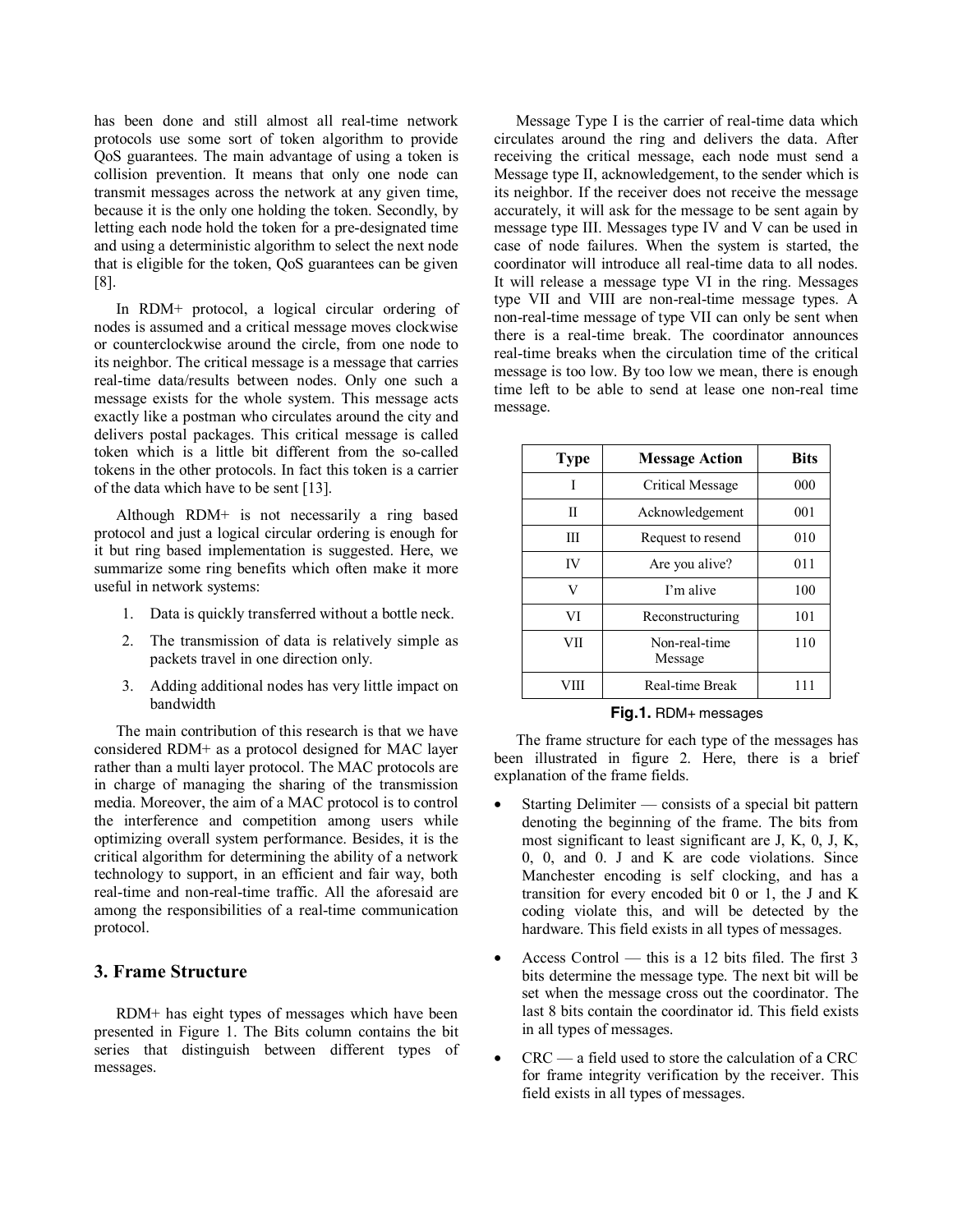has been done and still almost all real-time network protocols use some sort of token algorithm to provide QoS guarantees. The main advantage of using a token is collision prevention. It means that only one node can transmit messages across the network at any given time, because it is the only one holding the token. Secondly, by letting each node hold the token for a pre-designated time and using a deterministic algorithm to select the next node that is eligible for the token, QoS guarantees can be given [8].

In RDM+ protocol, a logical circular ordering of nodes is assumed and a critical message moves clockwise or counterclockwise around the circle, from one node to its neighbor. The critical message is a message that carries real-time data/results between nodes. Only one such a message exists for the whole system. This message acts exactly like a postman who circulates around the city and delivers postal packages. This critical message is called token which is a little bit different from the so-called tokens in the other protocols. In fact this token is a carrier of the data which have to be sent [13].

Although RDM+ is not necessarily a ring based protocol and just a logical circular ordering is enough for it but ring based implementation is suggested. Here, we summarize some ring benefits which often make it more useful in network systems:

1. Data is quickly transferred without a bottle neck.
2. The transmission of data is relatively simple as packets travel in one direction only.
3. Adding additional nodes has very little impact on bandwidth

The main contribution of this research is that we have considered RDM+ as a protocol designed for MAC layer rather than a multi layer protocol. The MAC protocols are in charge of managing the sharing of the transmission media. Moreover, the aim of a MAC protocol is to control the interference and competition among users while optimizing overall system performance. Besides, it is the critical algorithm for determining the ability of a network technology to support, in an efficient and fair way, both real-time and non-real-time traffic. All the aforesaid are among the responsibilities of a real-time communication protocol.

## 3. Frame Structure

RDM+ has eight types of messages which have been presented in Figure 1. The Bits column contains the bit series that distinguish between different types of messages.

Message Type I is the carrier of real-time data which circulates around the ring and delivers the data. After receiving the critical message, each node must send a Message type II, acknowledgement, to the sender which is its neighbor. If the receiver does not receive the message accurately, it will ask for the message to be sent again by message type III. Messages type IV and V can be used in case of node failures. When the system is started, the coordinator will introduce all real-time data to all nodes. It will release a message type VI in the ring. Messages type VII and VIII are non-real-time message types. A non-real-time message of type VII can only be sent when there is a real-time break. The coordinator announces real-time breaks when the circulation time of the critical message is too low. By too low we mean, there is enough time left to be able to send at lease one non-real time message.

| Type | Message Action | Bits |
|---|---|---|
| I | Critical Message | 000 |
| II | Acknowledgement | 001 |
| III | Request to resend | 010 |
| IV | Are you alive? | 011 |
| V | I'm alive | 100 |
| VI | Reconstructuring | 101 |
| VII | Non-real-time Message | 110 |
| VIII | Real-time Break | 111 |

**Fig.1.** RDM+ messages

The frame structure for each type of the messages has been illustrated in figure 2. Here, there is a brief explanation of the frame fields.

- Starting Delimiter — consists of a special bit pattern denoting the beginning of the frame. The bits from most significant to least significant are J, K, 0, J, K, 0, 0, and 0. J and K are code violations. Since Manchester encoding is self clocking, and has a transition for every encoded bit 0 or 1, the J and K coding violate this, and will be detected by the hardware. This field exists in all types of messages.
- Access Control — this is a 12 bits filed. The first 3 bits determine the message type. The next bit will be set when the message cross out the coordinator. The last 8 bits contain the coordinator id. This field exists in all types of messages.
- CRC — a field used to store the calculation of a CRC for frame integrity verification by the receiver. This field exists in all types of messages.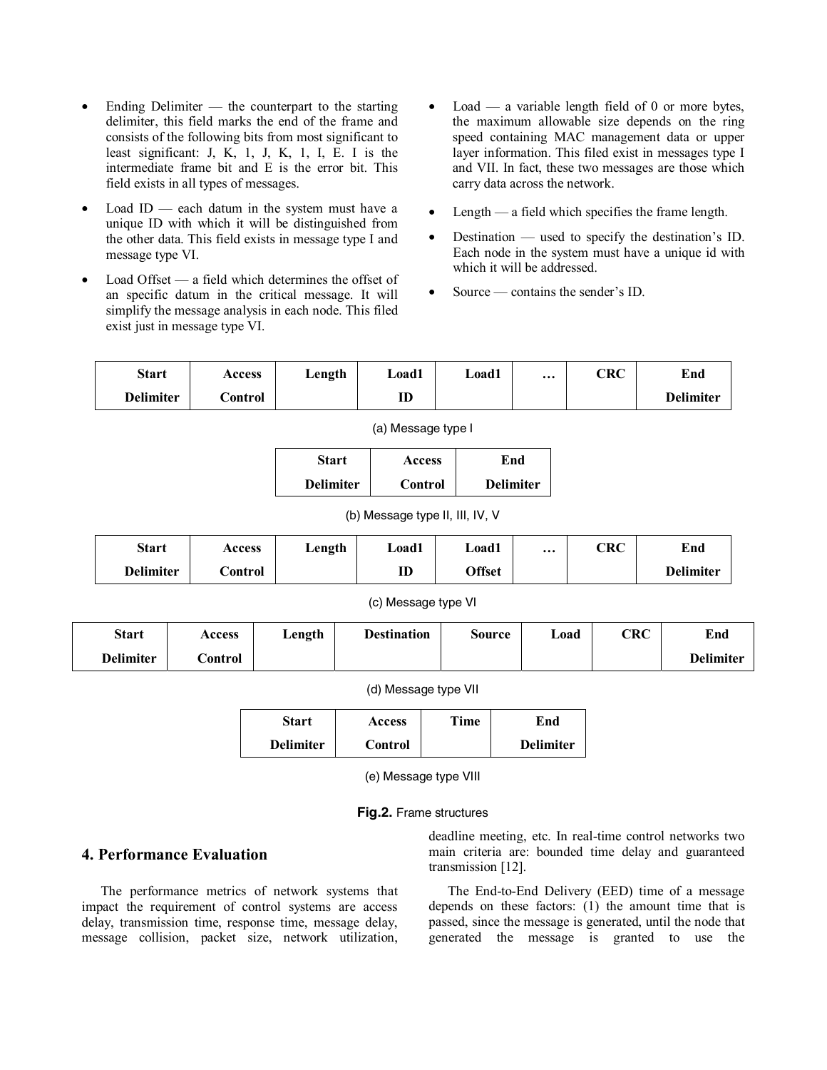- Ending Delimiter — the counterpart to the starting delimiter, this field marks the end of the frame and consists of the following bits from most significant to least significant: J, K, 1, J, K, 1, I, E. I is the intermediate frame bit and E is the error bit. This field exists in all types of messages.
- Load ID — each datum in the system must have a unique ID with which it will be distinguished from the other data. This field exists in message type I and message type VI.
- Load Offset — a field which determines the offset of an specific datum in the critical message. It will simplify the message analysis in each node. This filed exist just in message type VI.
- Load — a variable length field of 0 or more bytes, the maximum allowable size depends on the ring speed containing MAC management data or upper layer information. This filed exist in messages type I and VII. In fact, these two messages are those which carry data across the network.
- Length — a field which specifies the frame length.
- Destination — used to specify the destination's ID. Each node in the system must have a unique id with which it will be addressed.
- Source — contains the sender's ID.

| Start Delimiter | Access Control | Length | Load1 ID | Load1 | … | CRC | End Delimiter |
|---|---|---|---|---|---|---|---|

(a) Message type I

| Start Delimiter | Access Control | End Delimiter |
|---|---|---|

(b) Message type II, III, IV, V

| Start Delimiter | Access Control | Length | Load1 ID | Load1 Offset | … | CRC | End Delimiter |
|---|---|---|---|---|---|---|---|

(c) Message type VI

| Start Delimiter | Access Control | Length | Destination | Source | Load | CRC | End Delimiter |
|---|---|---|---|---|---|---|---|

(d) Message type VII

| Start Delimiter | Access Control | Time | End Delimiter |
|---|---|---|---|

(e) Message type VIII

**Fig.2.** Frame structures

## 4. Performance Evaluation

The performance metrics of network systems that impact the requirement of control systems are access delay, transmission time, response time, message delay, message collision, packet size, network utilization, deadline meeting, etc. In real-time control networks two main criteria are: bounded time delay and guaranteed transmission [12].

The End-to-End Delivery (EED) time of a message depends on these factors: (1) the amount time that is passed, since the message is generated, until the node that generated the message is granted to use the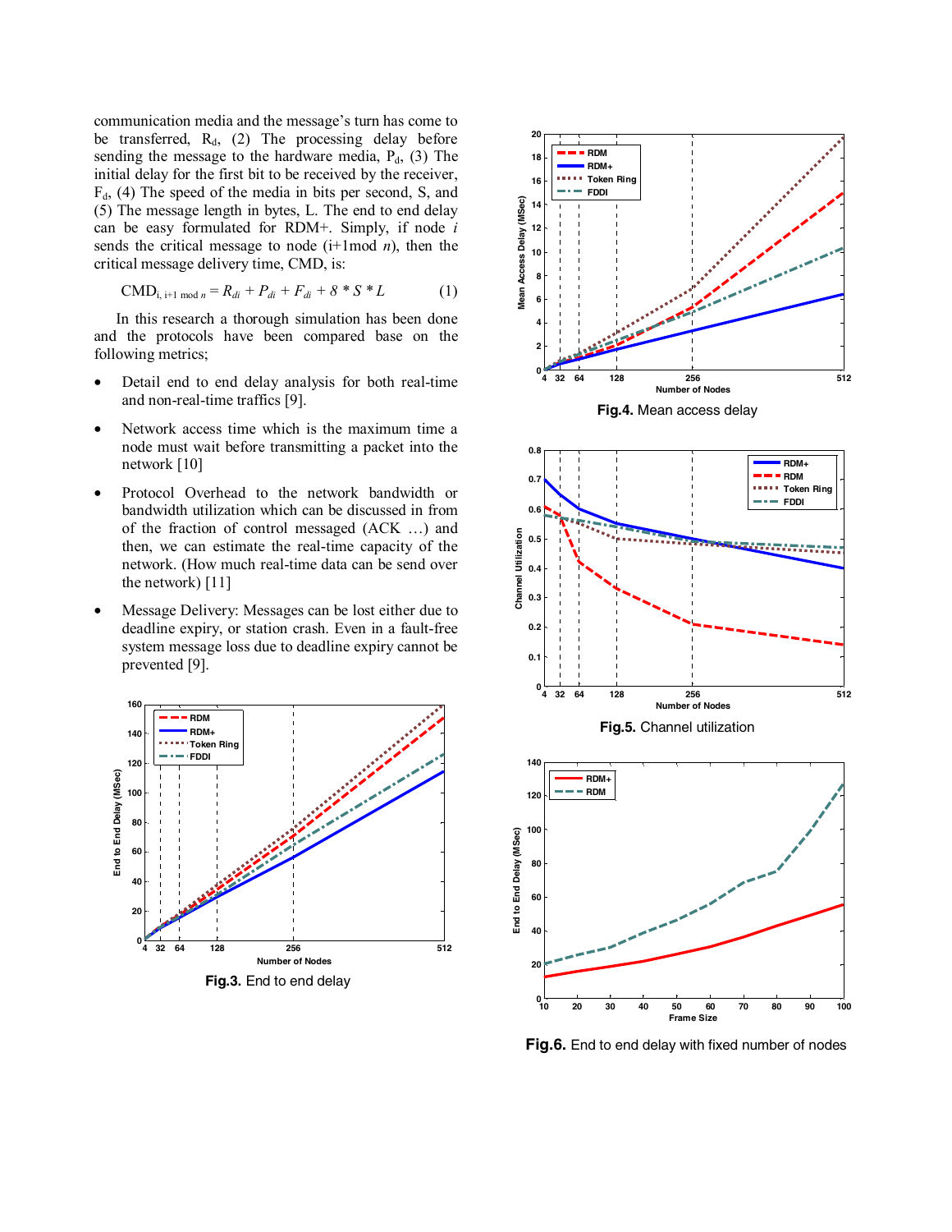communication media and the message's turn has come to be transferred, $R_d$, (2) The processing delay before sending the message to the hardware media, $P_d$, (3) The initial delay for the first bit to be received by the receiver, $F_d$, (4) The speed of the media in bits per second, S, and (5) The message length in bytes, L. The end to end delay can be easy formulated for RDM+. Simply, if node *i* sends the critical message to node (i+1mod *n*), then the critical message delivery time, CMD, is:

$$CMD_{i,\ i+1 \bmod n} = R_{di} + P_{di} + F_{di} + 8 * S * L \qquad (1)$$

In this research a thorough simulation has been done and the protocols have been compared base on the following metrics;

- Detail end to end delay analysis for both real-time and non-real-time traffics [9].
- Network access time which is the maximum time a node must wait before transmitting a packet into the network [10]
- Protocol Overhead to the network bandwidth or bandwidth utilization which can be discussed in from of the fraction of control messaged (ACK …) and then, we can estimate the real-time capacity of the network. (How much real-time data can be send over the network) [11]
- Message Delivery: Messages can be lost either due to deadline expiry, or station crash. Even in a fault-free system message loss due to deadline expiry cannot be prevented [9].

**Fig.3.** End to end delay

**Fig.4.** Mean access delay

**Fig.5.** Channel utilization

**Fig.6.** End to end delay with fixed number of nodes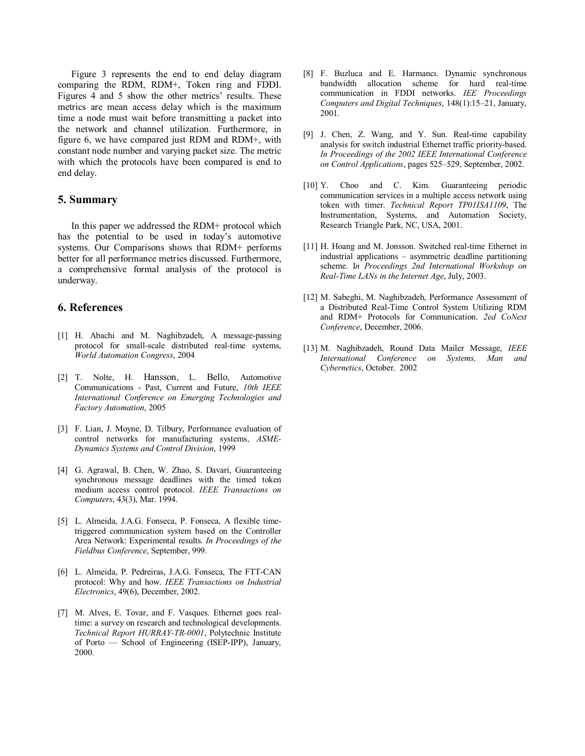Figure 3 represents the end to end delay diagram comparing the RDM, RDM+, Token ring and FDDI. Figures 4 and 5 show the other metrics' results. These metrics are mean access delay which is the maximum time a node must wait before transmitting a packet into the network and channel utilization. Furthermore, in figure 6, we have compared just RDM and RDM+, with constant node number and varying packet size. The metric with which the protocols have been compared is end to end delay.

## 5. Summary

In this paper we addressed the RDM+ protocol which has the potential to be used in today's automotive systems. Our Comparisons shows that RDM+ performs better for all performance metrics discussed. Furthermore, a comprehensive formal analysis of the protocol is underway.

## 6. References

[1] H. Abachi and M. Naghibzadeh, A message-passing protocol for small-scale distributed real-time systems, *World Automation Congress*, 2004

[2] T. Nolte, H. Hansson, L. Bello, Automotive Communications - Past, Current and Future, *10th IEEE International Conference on Emerging Technologies and Factory Automation*, 2005

[3] F. Lian, J. Moyne, D. Tilbury, Performance evaluation of control networks for manufacturing systems, *ASME-Dynamics Systems and Control Division*, 1999

[4] G. Agrawal, B. Chen, W. Zhao, S. Davari, Guaranteeing synchronous message deadlines with the timed token medium access control protocol. *IEEE Transactions on Computers*, 43(3), Mar. 1994.

[5] L. Almeida, J.A.G. Fonseca, P. Fonseca, A flexible time-triggered communication system based on the Controller Area Network: Experimental results. *In Proceedings of the Fieldbus Conference*, September, 999.

[6] L. Almeida, P. Pedreiras, J.A.G. Fonseca, The FTT-CAN protocol: Why and how. *IEEE Transactions on Industrial Electronics*, 49(6), December, 2002.

[7] M. Alves, E. Tovar, and F. Vasques. Ethernet goes real-time: a survey on research and technological developments. *Technical Report HURRAY-TR-0001*, Polytechnic Institute of Porto — School of Engineering (ISEP-IPP), January, 2000.

[8] F. Buzluca and E. Harmancı. Dynamic synchronous bandwidth allocation scheme for hard real-time communication in FDDI networks. *IEE Proceedings Computers and Digital Techniques*, 148(1):15–21, January, 2001.

[9] J. Chen, Z. Wang, and Y. Sun. Real-time capability analysis for switch industrial Ethernet traffic priority-based. *In Proceedings of the 2002 IEEE International Conference on Control Applications*, pages 525–529, September, 2002.

[10] Y. Choo and C. Kim. Guaranteeing periodic communication services in a multiple access network using token with timer. *Technical Report TP01ISA1109*, The Instrumentation, Systems, and Automation Society, Research Triangle Park, NC, USA, 2001.

[11] H. Hoang and M. Jonsson. Switched real-time Ethernet in industrial applications – asymmetric deadline partitioning scheme. I*n Proceedings 2nd International Workshop on Real-Time LANs in the Internet Age*, July, 2003.

[12] M. Sabeghi, M. Naghibzadeh, Performance Assessment of a Distributed Real-Time Control System Utilizing RDM and RDM+ Protocols for Communication. *2ed CoNext Conference*, December, 2006.

[13] M. Naghibzadeh, Round Data Mailer Message, *IEEE International Conference on Systems, Man and Cybernetics*, October. 2002